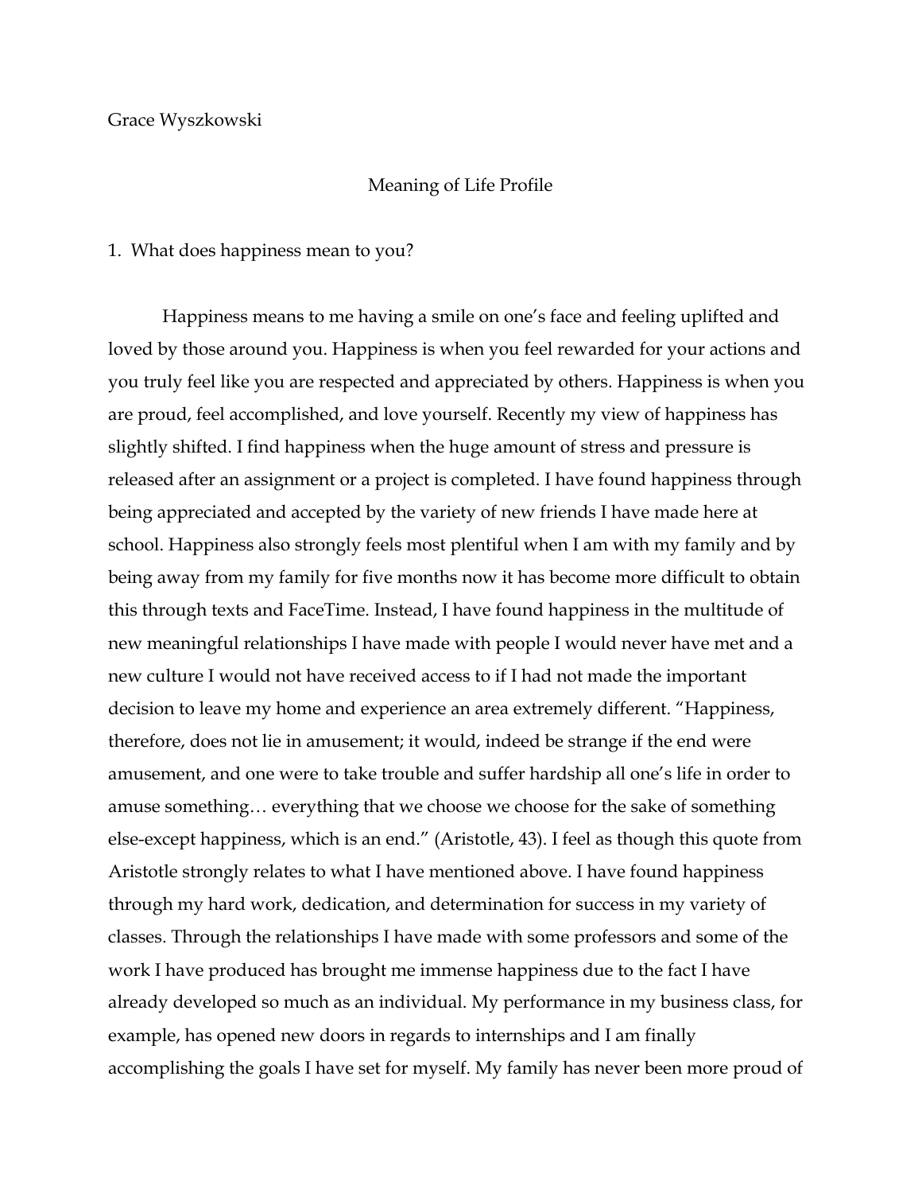Grace Wyszkowski

# Meaning of Life Profile

1. What does happiness mean to you?

Happiness means to me having a smile on one's face and feeling uplifted and loved by those around you. Happiness is when you feel rewarded for your actions and you truly feel like you are respected and appreciated by others. Happiness is when you are proud, feel accomplished, and love yourself. Recently my view of happiness has slightly shifted. I find happiness when the huge amount of stress and pressure is released after an assignment or a project is completed. I have found happiness through being appreciated and accepted by the variety of new friends I have made here at school. Happiness also strongly feels most plentiful when I am with my family and by being away from my family for five months now it has become more difficult to obtain this through texts and FaceTime. Instead, I have found happiness in the multitude of new meaningful relationships I have made with people I would never have met and a new culture I would not have received access to if I had not made the important decision to leave my home and experience an area extremely different. "Happiness, therefore, does not lie in amusement; it would, indeed be strange if the end were amusement, and one were to take trouble and suffer hardship all one's life in order to amuse something… everything that we choose we choose for the sake of something else-except happiness, which is an end." (Aristotle, 43). I feel as though this quote from Aristotle strongly relates to what I have mentioned above. I have found happiness through my hard work, dedication, and determination for success in my variety of classes. Through the relationships I have made with some professors and some of the work I have produced has brought me immense happiness due to the fact I have already developed so much as an individual. My performance in my business class, for example, has opened new doors in regards to internships and I am finally accomplishing the goals I have set for myself. My family has never been more proud of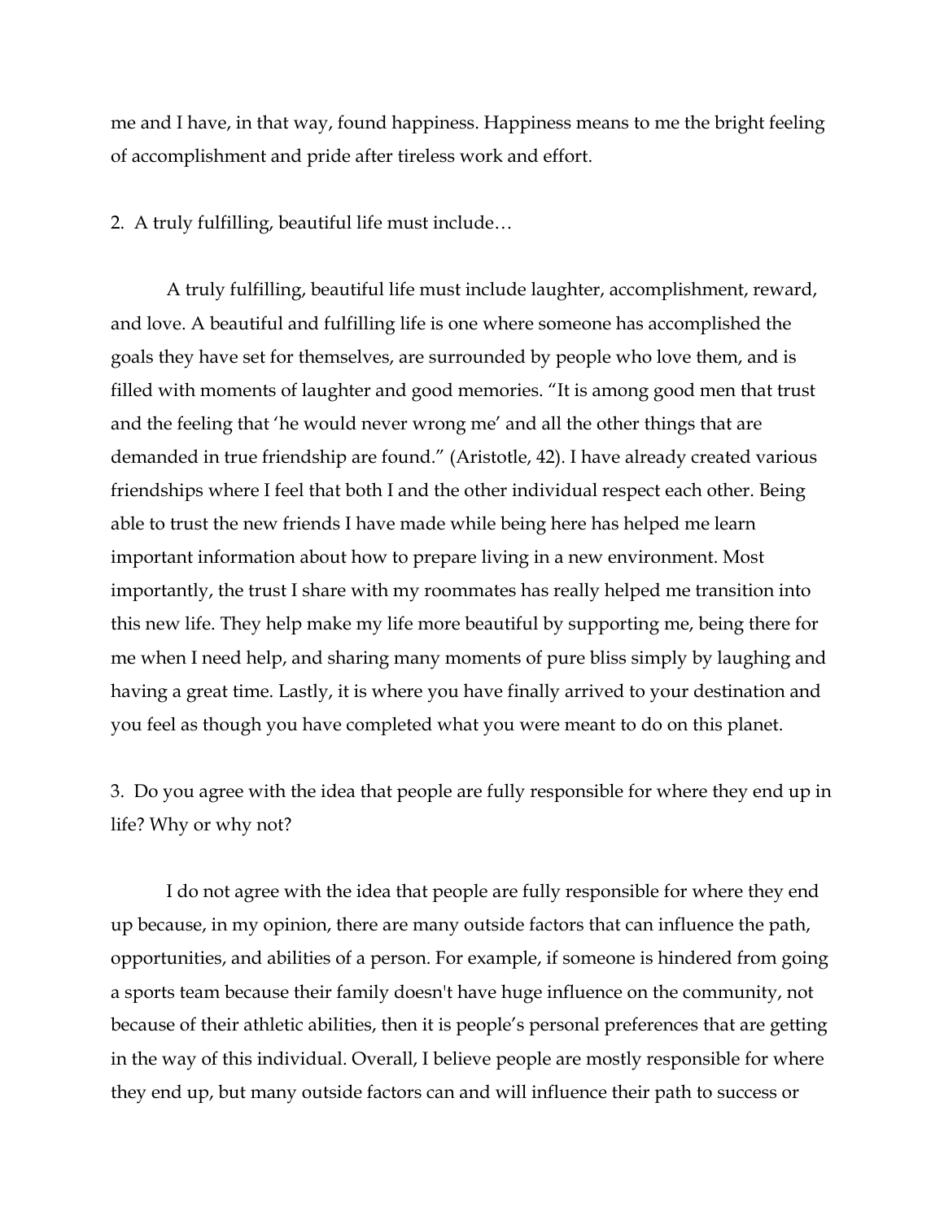me and I have, in that way, found happiness. Happiness means to me the bright feeling of accomplishment and pride after tireless work and effort.

2. A truly fulfilling, beautiful life must include…

A truly fulfilling, beautiful life must include laughter, accomplishment, reward, and love. A beautiful and fulfilling life is one where someone has accomplished the goals they have set for themselves, are surrounded by people who love them, and is filled with moments of laughter and good memories. "It is among good men that trust and the feeling that 'he would never wrong me' and all the other things that are demanded in true friendship are found." (Aristotle, 42). I have already created various friendships where I feel that both I and the other individual respect each other. Being able to trust the new friends I have made while being here has helped me learn important information about how to prepare living in a new environment. Most importantly, the trust I share with my roommates has really helped me transition into this new life. They help make my life more beautiful by supporting me, being there for me when I need help, and sharing many moments of pure bliss simply by laughing and having a great time. Lastly, it is where you have finally arrived to your destination and you feel as though you have completed what you were meant to do on this planet.

3. Do you agree with the idea that people are fully responsible for where they end up in life? Why or why not?

I do not agree with the idea that people are fully responsible for where they end up because, in my opinion, there are many outside factors that can influence the path, opportunities, and abilities of a person. For example, if someone is hindered from going a sports team because their family doesn't have huge influence on the community, not because of their athletic abilities, then it is people's personal preferences that are getting in the way of this individual. Overall, I believe people are mostly responsible for where they end up, but many outside factors can and will influence their path to success or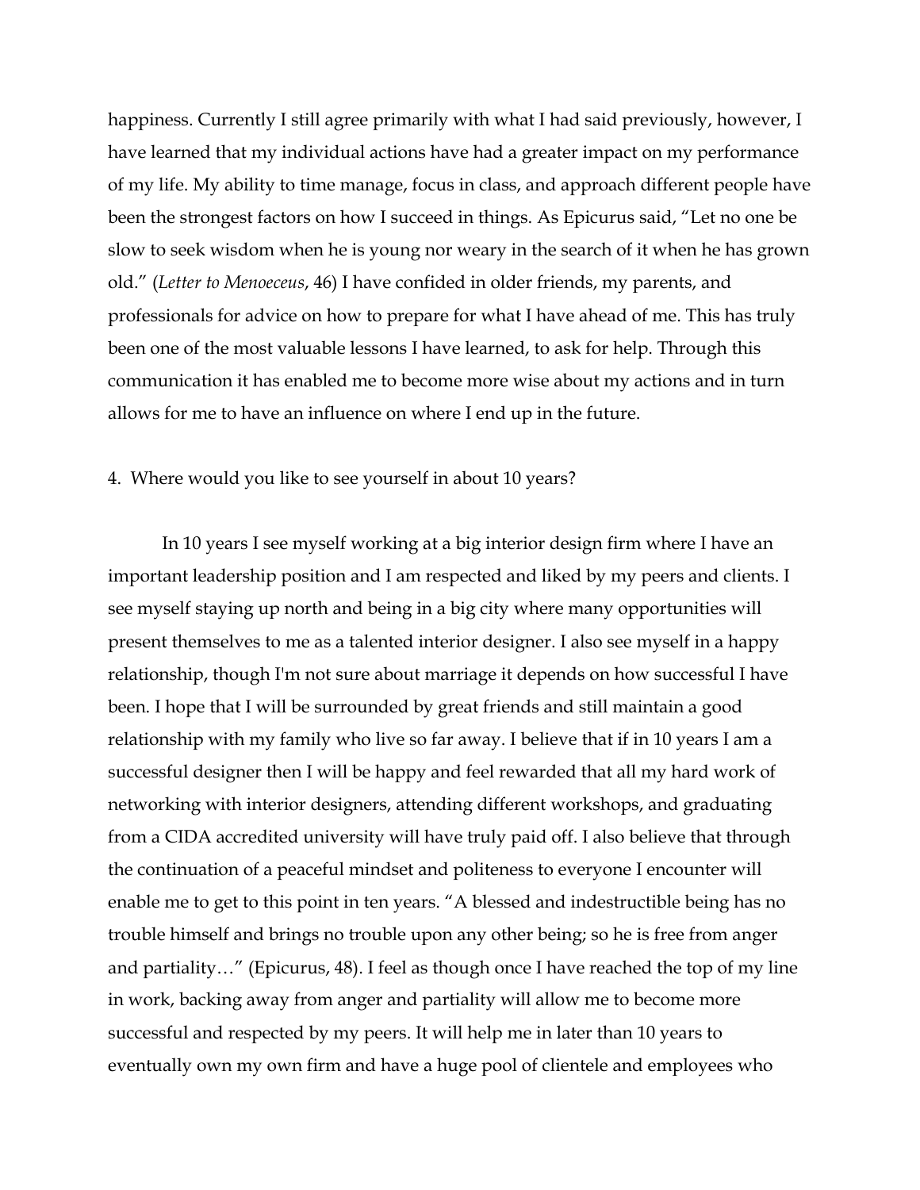happiness. Currently I still agree primarily with what I had said previously, however, I have learned that my individual actions have had a greater impact on my performance of my life. My ability to time manage, focus in class, and approach different people have been the strongest factors on how I succeed in things. As Epicurus said, "Let no one be slow to seek wisdom when he is young nor weary in the search of it when he has grown old." (*Letter to Menoeceus*, 46) I have confided in older friends, my parents, and professionals for advice on how to prepare for what I have ahead of me. This has truly been one of the most valuable lessons I have learned, to ask for help. Through this communication it has enabled me to become more wise about my actions and in turn allows for me to have an influence on where I end up in the future.

4. Where would you like to see yourself in about 10 years?

In 10 years I see myself working at a big interior design firm where I have an important leadership position and I am respected and liked by my peers and clients. I see myself staying up north and being in a big city where many opportunities will present themselves to me as a talented interior designer. I also see myself in a happy relationship, though I'm not sure about marriage it depends on how successful I have been. I hope that I will be surrounded by great friends and still maintain a good relationship with my family who live so far away. I believe that if in 10 years I am a successful designer then I will be happy and feel rewarded that all my hard work of networking with interior designers, attending different workshops, and graduating from a CIDA accredited university will have truly paid off. I also believe that through the continuation of a peaceful mindset and politeness to everyone I encounter will enable me to get to this point in ten years. "A blessed and indestructible being has no trouble himself and brings no trouble upon any other being; so he is free from anger and partiality…" (Epicurus, 48). I feel as though once I have reached the top of my line in work, backing away from anger and partiality will allow me to become more successful and respected by my peers. It will help me in later than 10 years to eventually own my own firm and have a huge pool of clientele and employees who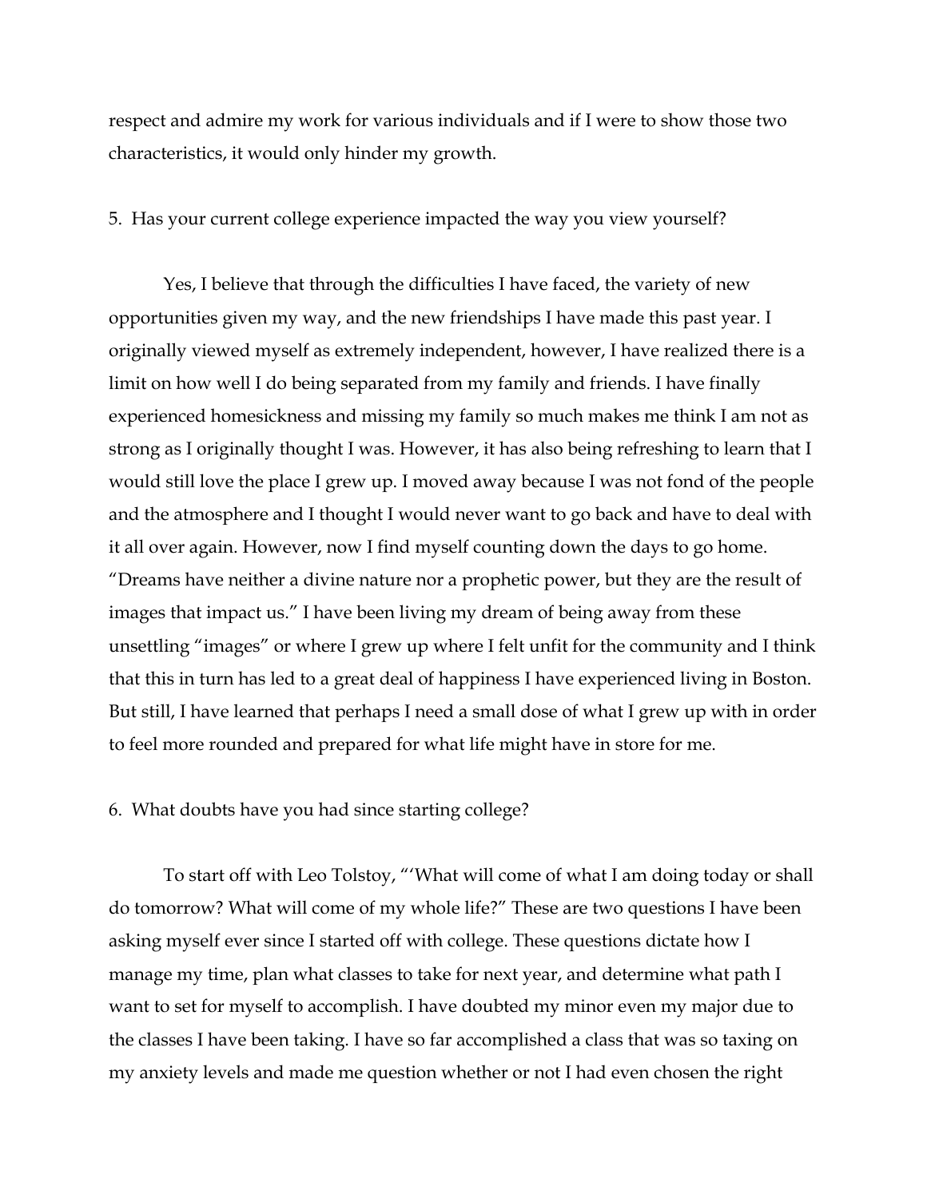respect and admire my work for various individuals and if I were to show those two characteristics, it would only hinder my growth.

5. Has your current college experience impacted the way you view yourself?

Yes, I believe that through the difficulties I have faced, the variety of new opportunities given my way, and the new friendships I have made this past year. I originally viewed myself as extremely independent, however, I have realized there is a limit on how well I do being separated from my family and friends. I have finally experienced homesickness and missing my family so much makes me think I am not as strong as I originally thought I was. However, it has also being refreshing to learn that I would still love the place I grew up. I moved away because I was not fond of the people and the atmosphere and I thought I would never want to go back and have to deal with it all over again. However, now I find myself counting down the days to go home. "Dreams have neither a divine nature nor a prophetic power, but they are the result of images that impact us." I have been living my dream of being away from these unsettling "images" or where I grew up where I felt unfit for the community and I think that this in turn has led to a great deal of happiness I have experienced living in Boston. But still, I have learned that perhaps I need a small dose of what I grew up with in order to feel more rounded and prepared for what life might have in store for me.

6. What doubts have you had since starting college?

To start off with Leo Tolstoy, "'What will come of what I am doing today or shall do tomorrow? What will come of my whole life?" These are two questions I have been asking myself ever since I started off with college. These questions dictate how I manage my time, plan what classes to take for next year, and determine what path I want to set for myself to accomplish. I have doubted my minor even my major due to the classes I have been taking. I have so far accomplished a class that was so taxing on my anxiety levels and made me question whether or not I had even chosen the right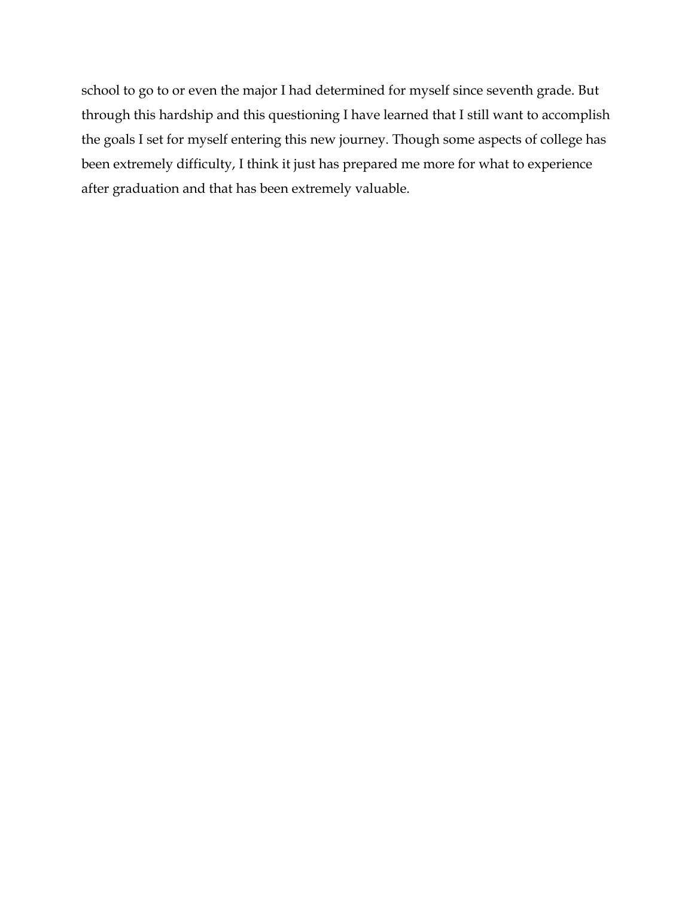school to go to or even the major I had determined for myself since seventh grade. But through this hardship and this questioning I have learned that I still want to accomplish the goals I set for myself entering this new journey. Though some aspects of college has been extremely difficulty, I think it just has prepared me more for what to experience after graduation and that has been extremely valuable.